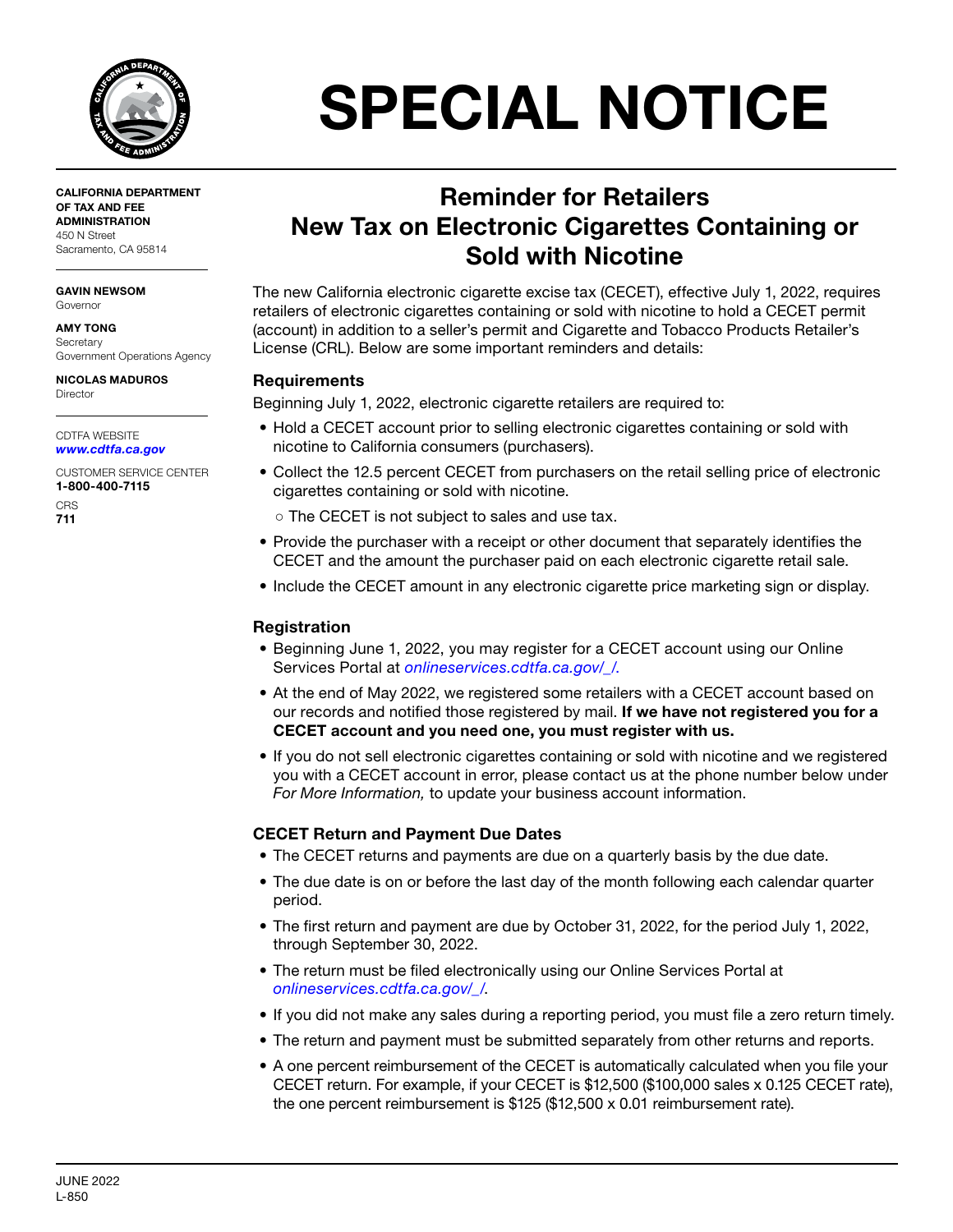# SPECIAL NOTICE

**CALIFORNIA DEPARTMENT OF TAX AND FEE ADMINISTRATION**
450 N Street
Sacramento, CA 95814

**GAVIN NEWSOM**
Governor

**AMY TONG**
Secretary
Government Operations Agency

**NICOLAS MADUROS**
Director

CDTFA WEBSITE
***www.cdtfa.ca.gov***

CUSTOMER SERVICE CENTER
**1-800-400-7115**

CRS
**711**

## Reminder for Retailers
## New Tax on Electronic Cigarettes Containing or Sold with Nicotine

The new California electronic cigarette excise tax (CECET), effective July 1, 2022, requires retailers of electronic cigarettes containing or sold with nicotine to hold a CECET permit (account) in addition to a seller's permit and Cigarette and Tobacco Products Retailer's License (CRL). Below are some important reminders and details:

### Requirements

Beginning July 1, 2022, electronic cigarette retailers are required to:

- Hold a CECET account prior to selling electronic cigarettes containing or sold with nicotine to California consumers (purchasers).
- Collect the 12.5 percent CECET from purchasers on the retail selling price of electronic cigarettes containing or sold with nicotine.
  - The CECET is not subject to sales and use tax.
- Provide the purchaser with a receipt or other document that separately identifies the CECET and the amount the purchaser paid on each electronic cigarette retail sale.
- Include the CECET amount in any electronic cigarette price marketing sign or display.

### Registration

- Beginning June 1, 2022, you may register for a CECET account using our Online Services Portal at *onlineservices.cdtfa.ca.gov/_/*.
- At the end of May 2022, we registered some retailers with a CECET account based on our records and notified those registered by mail. **If we have not registered you for a CECET account and you need one, you must register with us.**
- If you do not sell electronic cigarettes containing or sold with nicotine and we registered you with a CECET account in error, please contact us at the phone number below under *For More Information,* to update your business account information.

### CECET Return and Payment Due Dates

- The CECET returns and payments are due on a quarterly basis by the due date.
- The due date is on or before the last day of the month following each calendar quarter period.
- The first return and payment are due by October 31, 2022, for the period July 1, 2022, through September 30, 2022.
- The return must be filed electronically using our Online Services Portal at *onlineservices.cdtfa.ca.gov/_/*.
- If you did not make any sales during a reporting period, you must file a zero return timely.
- The return and payment must be submitted separately from other returns and reports.
- A one percent reimbursement of the CECET is automatically calculated when you file your CECET return. For example, if your CECET is $12,500 ($100,000 sales x 0.125 CECET rate), the one percent reimbursement is $125 ($12,500 x 0.01 reimbursement rate).

JUNE 2022
L-850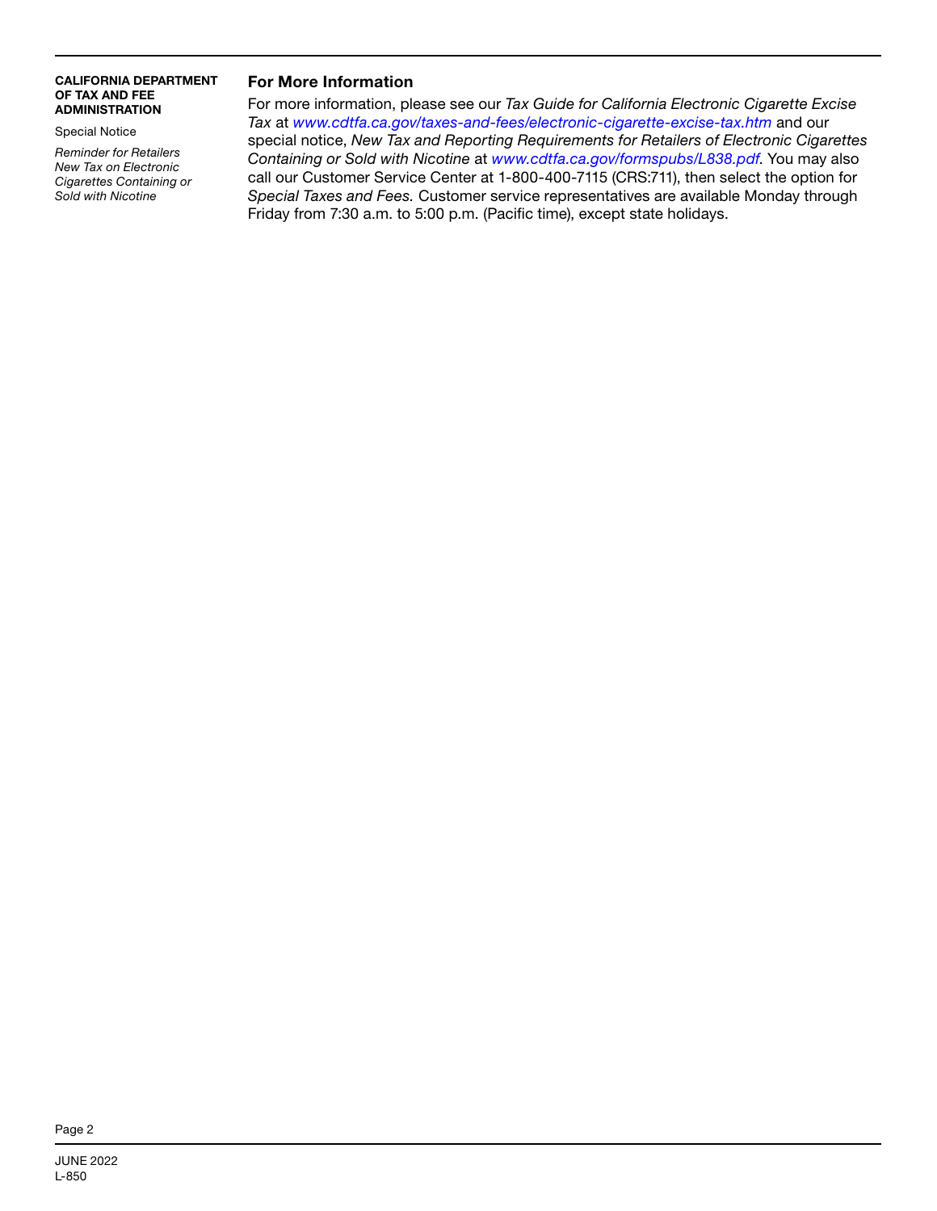## For More Information

For more information, please see our *Tax Guide for California Electronic Cigarette Excise Tax* at *www.cdtfa.ca.gov/taxes-and-fees/electronic-cigarette-excise-tax.htm* and our special notice, *New Tax and Reporting Requirements for Retailers of Electronic Cigarettes Containing or Sold with Nicotine* at *www.cdtfa.ca.gov/formspubs/L838.pdf*. You may also call our Customer Service Center at 1-800-400-7115 (CRS:711), then select the option for *Special Taxes and Fees.* Customer service representatives are available Monday through Friday from 7:30 a.m. to 5:00 p.m. (Pacific time), except state holidays.